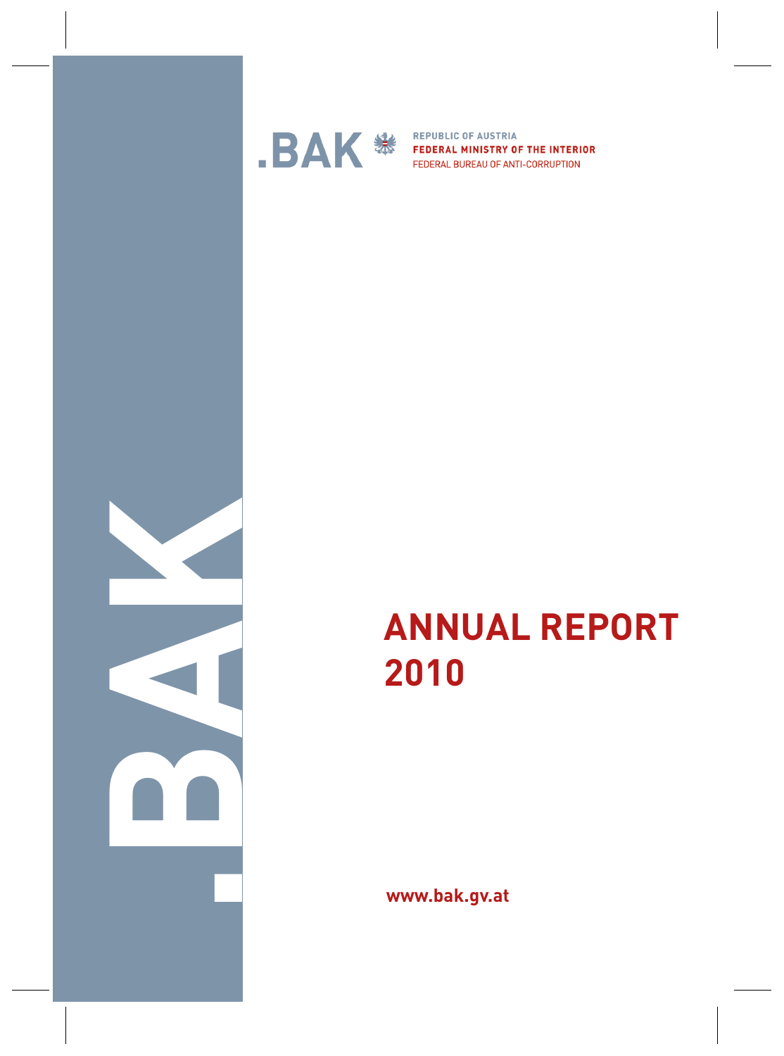.BAK

REPUBLIC OF AUSTRIA
**FEDERAL MINISTRY OF THE INTERIOR**
FEDERAL BUREAU OF ANTI-CORRUPTION

# ANNUAL REPORT 2010

**www.bak.gv.at**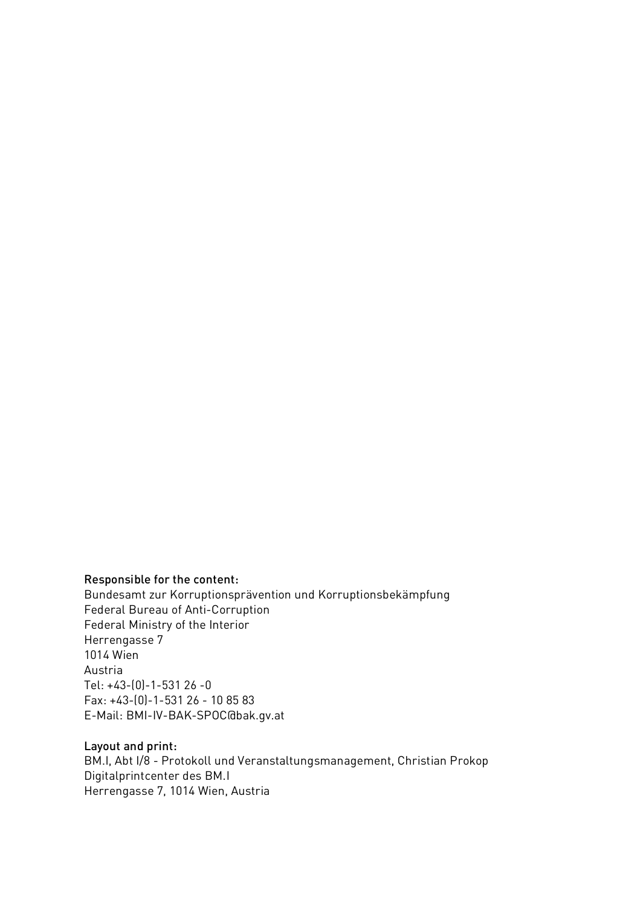**Responsible for the content:**
Bundesamt zur Korruptionsprävention und Korruptionsbekämpfung
Federal Bureau of Anti-Corruption
Federal Ministry of the Interior
Herrengasse 7
1014 Wien
Austria
Tel: +43-(0)-1-531 26 -0
Fax: +43-(0)-1-531 26 - 10 85 83
E-Mail: BMI-IV-BAK-SPOC@bak.gv.at

**Layout and print:**
BM.I, Abt I/8 - Protokoll und Veranstaltungsmanagement, Christian Prokop
Digitalprintcenter des BM.I
Herrengasse 7, 1014 Wien, Austria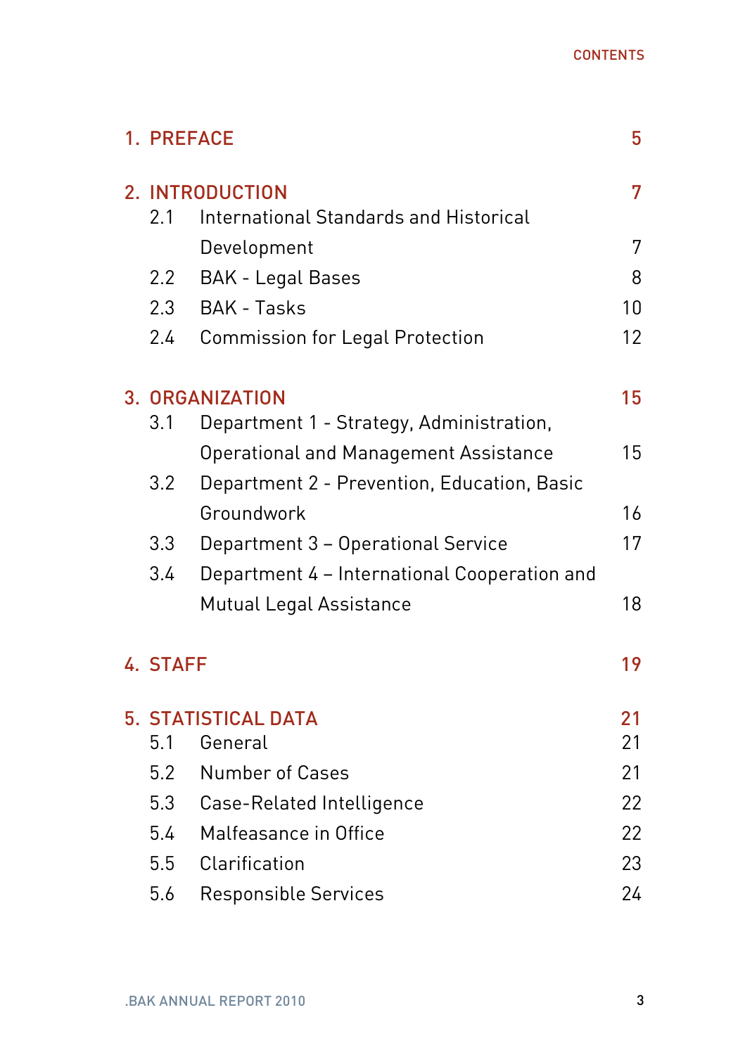# CONTENTS

| | | |
|---|---|---|
| **1. PREFACE** | | **5** |
| **2. INTRODUCTION** | | **7** |
| 2.1 | International Standards and Historical Development | 7 |
| 2.2 | BAK - Legal Bases | 8 |
| 2.3 | BAK - Tasks | 10 |
| 2.4 | Commission for Legal Protection | 12 |
| **3. ORGANIZATION** | | **15** |
| 3.1 | Department 1 - Strategy, Administration, Operational and Management Assistance | 15 |
| 3.2 | Department 2 - Prevention, Education, Basic Groundwork | 16 |
| 3.3 | Department 3 – Operational Service | 17 |
| 3.4 | Department 4 – International Cooperation and Mutual Legal Assistance | 18 |
| **4. STAFF** | | **19** |
| **5. STATISTICAL DATA** | | **21** |
| 5.1 | General | 21 |
| 5.2 | Number of Cases | 21 |
| 5.3 | Case-Related Intelligence | 22 |
| 5.4 | Malfeasance in Office | 22 |
| 5.5 | Clarification | 23 |
| 5.6 | Responsible Services | 24 |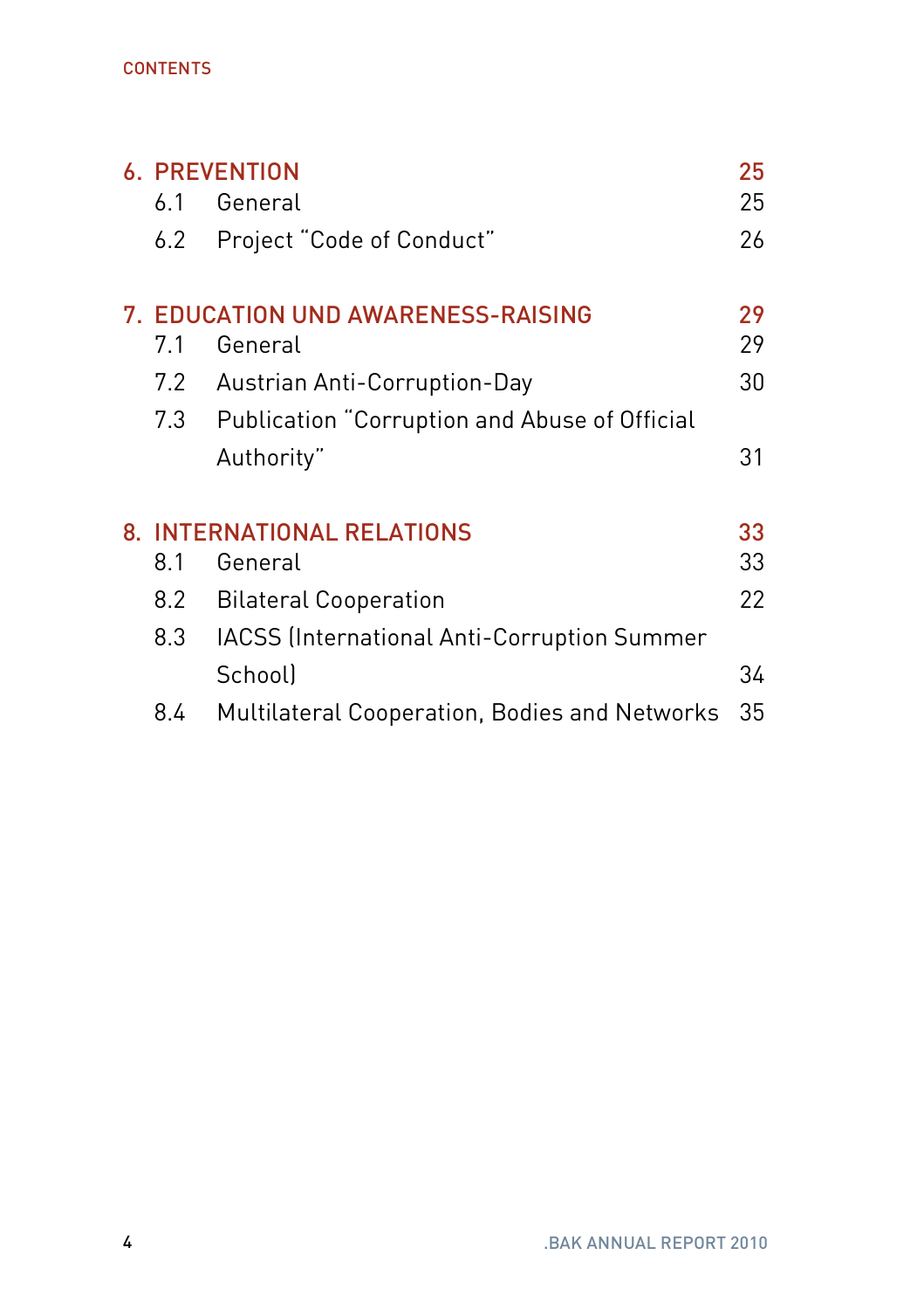CONTENTS

| | | |
|---|---|---|
| **6.** | **PREVENTION** | **25** |
| 6.1 | General | 25 |
| 6.2 | Project “Code of Conduct” | 26 |
| **7.** | **EDUCATION UND AWARENESS-RAISING** | **29** |
| 7.1 | General | 29 |
| 7.2 | Austrian Anti-Corruption-Day | 30 |
| 7.3 | Publication “Corruption and Abuse of Official Authority” | 31 |
| **8.** | **INTERNATIONAL RELATIONS** | **33** |
| 8.1 | General | 33 |
| 8.2 | Bilateral Cooperation | 22 |
| 8.3 | IACSS (International Anti-Corruption Summer School) | 34 |
| 8.4 | Multilateral Cooperation, Bodies and Networks | 35 |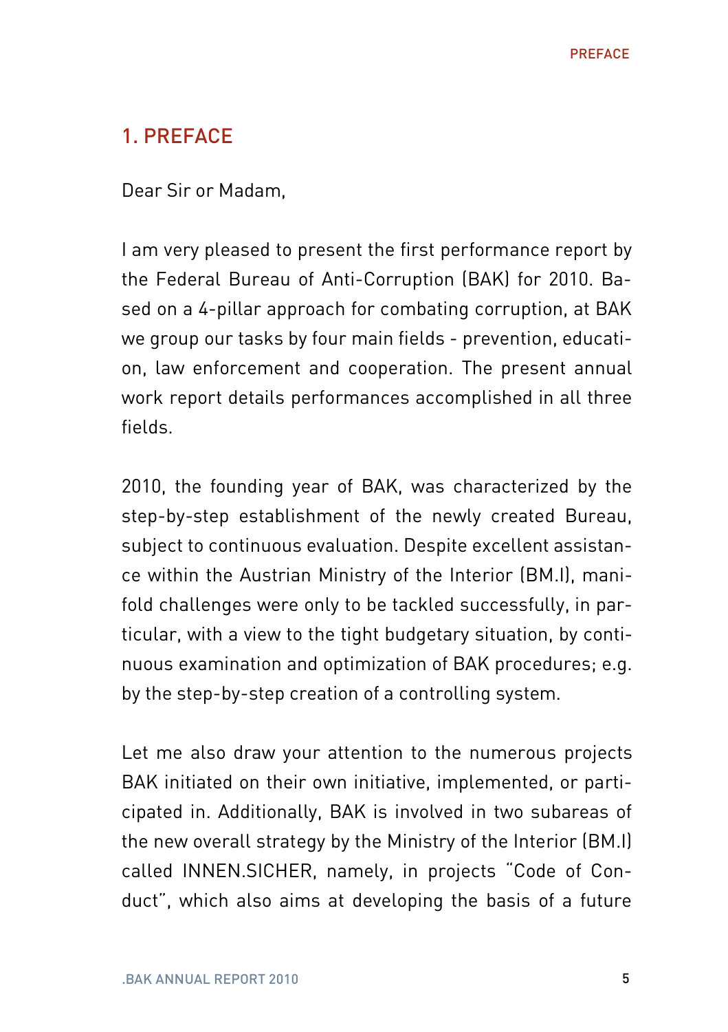# 1. PREFACE

Dear Sir or Madam,

I am very pleased to present the first performance report by the Federal Bureau of Anti-Corruption (BAK) for 2010. Based on a 4-pillar approach for combating corruption, at BAK we group our tasks by four main fields - prevention, education, law enforcement and cooperation. The present annual work report details performances accomplished in all three fields.

2010, the founding year of BAK, was characterized by the step-by-step establishment of the newly created Bureau, subject to continuous evaluation. Despite excellent assistance within the Austrian Ministry of the Interior (BM.I), manifold challenges were only to be tackled successfully, in particular, with a view to the tight budgetary situation, by continuous examination and optimization of BAK procedures; e.g. by the step-by-step creation of a controlling system.

Let me also draw your attention to the numerous projects BAK initiated on their own initiative, implemented, or participated in. Additionally, BAK is involved in two subareas of the new overall strategy by the Ministry of the Interior (BM.I) called INNEN.SICHER, namely, in projects "Code of Conduct", which also aims at developing the basis of a future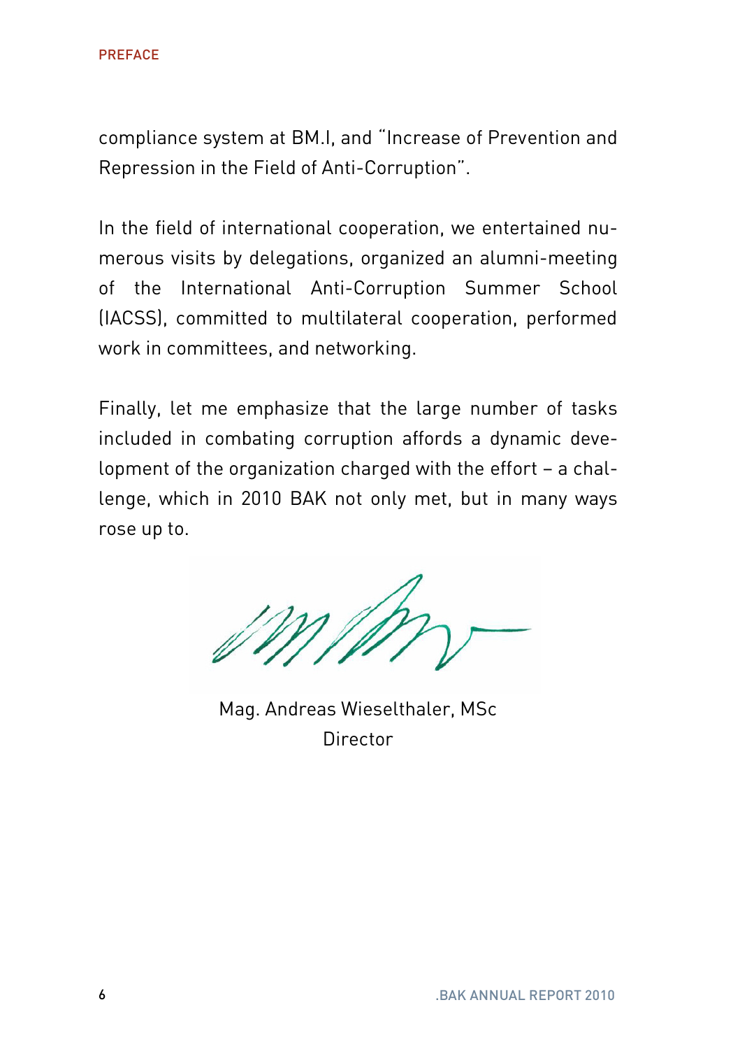compliance system at BM.I, and "Increase of Prevention and Repression in the Field of Anti-Corruption".

In the field of international cooperation, we entertained numerous visits by delegations, organized an alumni-meeting of the International Anti-Corruption Summer School (IACSS), committed to multilateral cooperation, performed work in committees, and networking.

Finally, let me emphasize that the large number of tasks included in combating corruption affords a dynamic development of the organization charged with the effort – a challenge, which in 2010 BAK not only met, but in many ways rose up to.

Mag. Andreas Wieselthaler, MSc
Director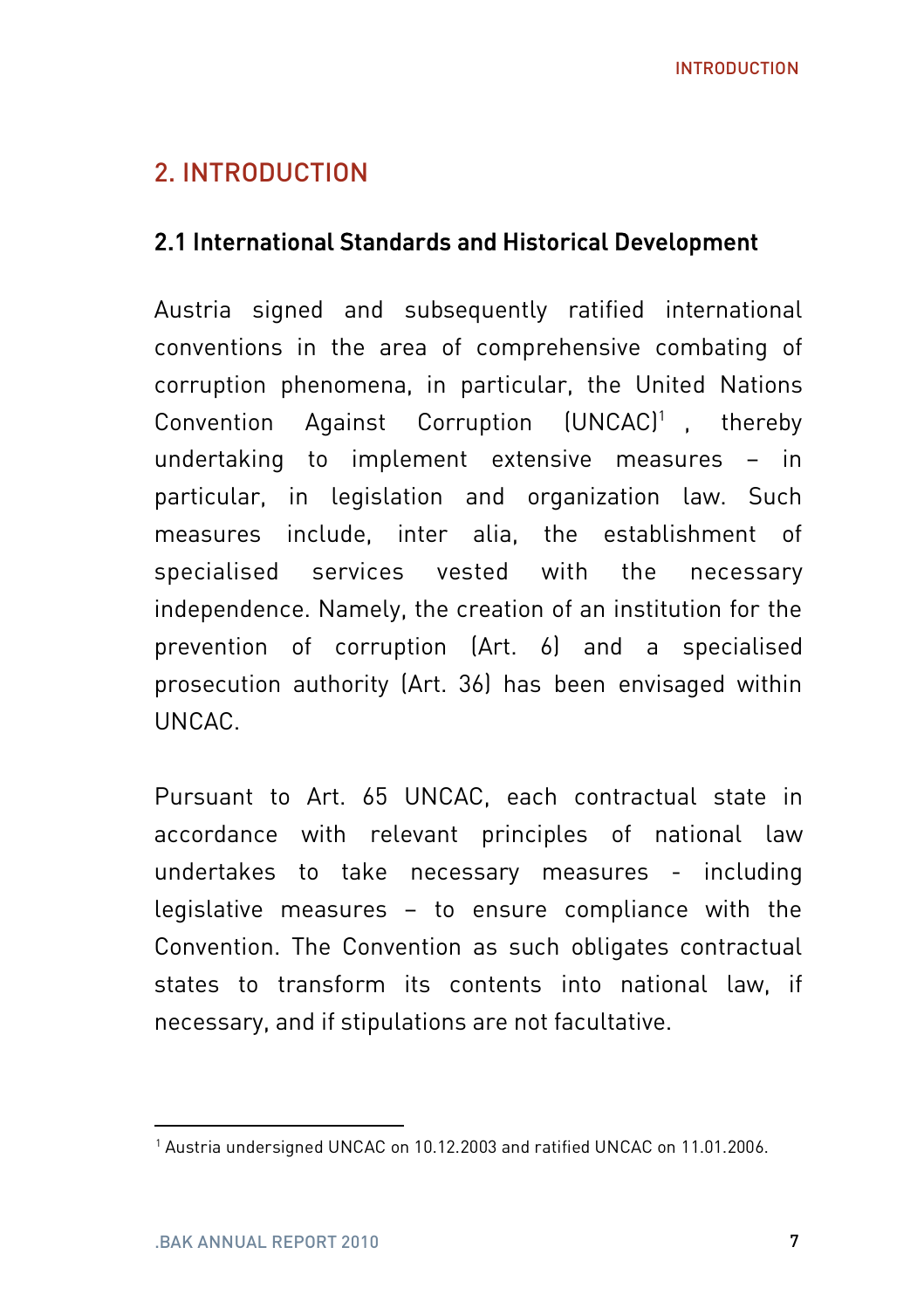# 2. INTRODUCTION

## 2.1 International Standards and Historical Development

Austria signed and subsequently ratified international conventions in the area of comprehensive combating of corruption phenomena, in particular, the United Nations Convention Against Corruption (UNCAC)[1] , thereby undertaking to implement extensive measures – in particular, in legislation and organization law. Such measures include, inter alia, the establishment of specialised services vested with the necessary independence. Namely, the creation of an institution for the prevention of corruption (Art. 6) and a specialised prosecution authority (Art. 36) has been envisaged within UNCAC.

Pursuant to Art. 65 UNCAC, each contractual state in accordance with relevant principles of national law undertakes to take necessary measures - including legislative measures – to ensure compliance with the Convention. The Convention as such obligates contractual states to transform its contents into national law, if necessary, and if stipulations are not facultative.

---

[1] Austria undersigned UNCAC on 10.12.2003 and ratified UNCAC on 11.01.2006.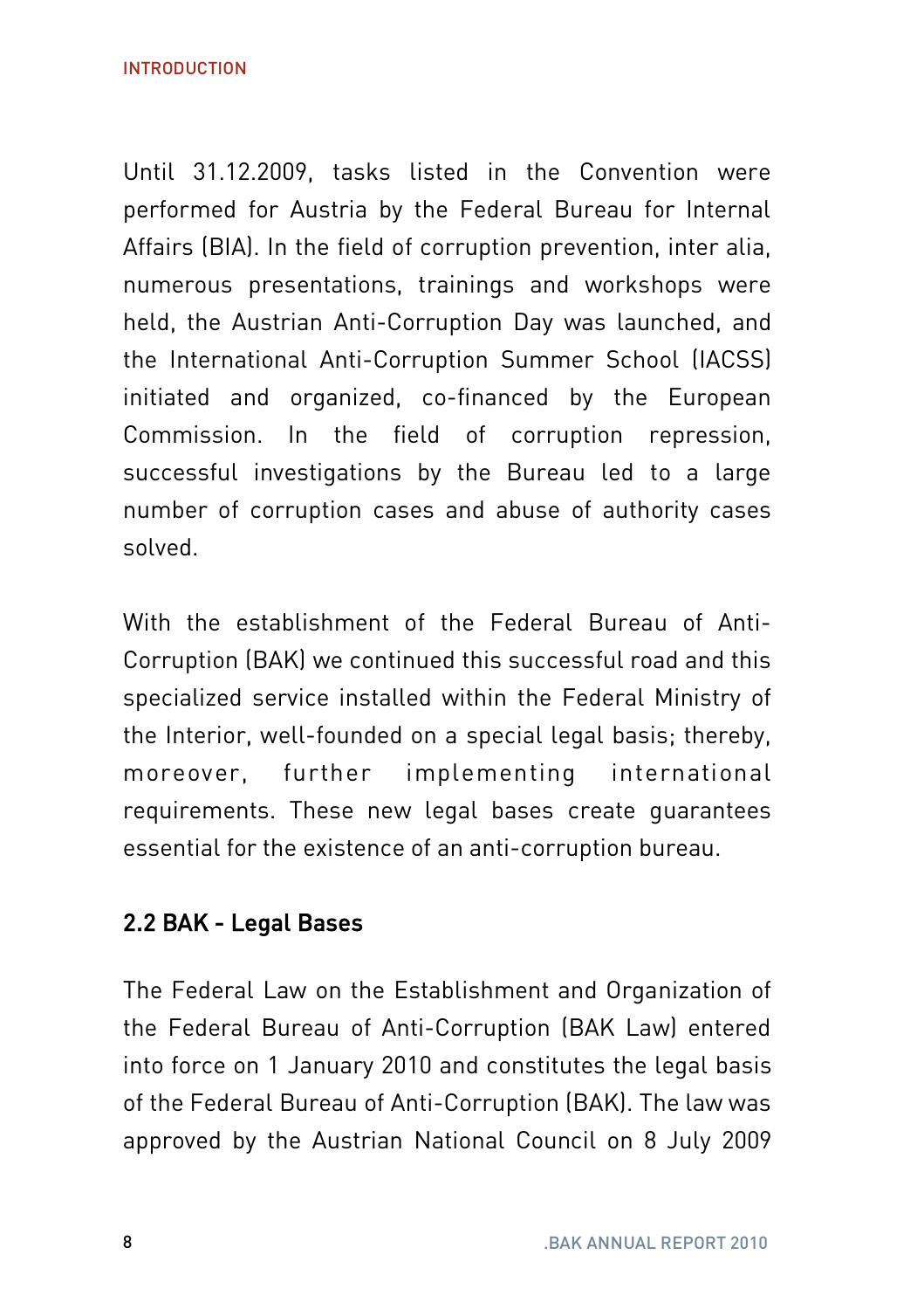Until 31.12.2009, tasks listed in the Convention were performed for Austria by the Federal Bureau for Internal Affairs (BIA). In the field of corruption prevention, inter alia, numerous presentations, trainings and workshops were held, the Austrian Anti-Corruption Day was launched, and the International Anti-Corruption Summer School (IACSS) initiated and organized, co-financed by the European Commission. In the field of corruption repression, successful investigations by the Bureau led to a large number of corruption cases and abuse of authority cases solved.

With the establishment of the Federal Bureau of Anti-Corruption (BAK) we continued this successful road and this specialized service installed within the Federal Ministry of the Interior, well-founded on a special legal basis; thereby, moreover, further implementing international requirements. These new legal bases create guarantees essential for the existence of an anti-corruption bureau.

## 2.2 BAK - Legal Bases

The Federal Law on the Establishment and Organization of the Federal Bureau of Anti-Corruption (BAK Law) entered into force on 1 January 2010 and constitutes the legal basis of the Federal Bureau of Anti-Corruption (BAK). The law was approved by the Austrian National Council on 8 July 2009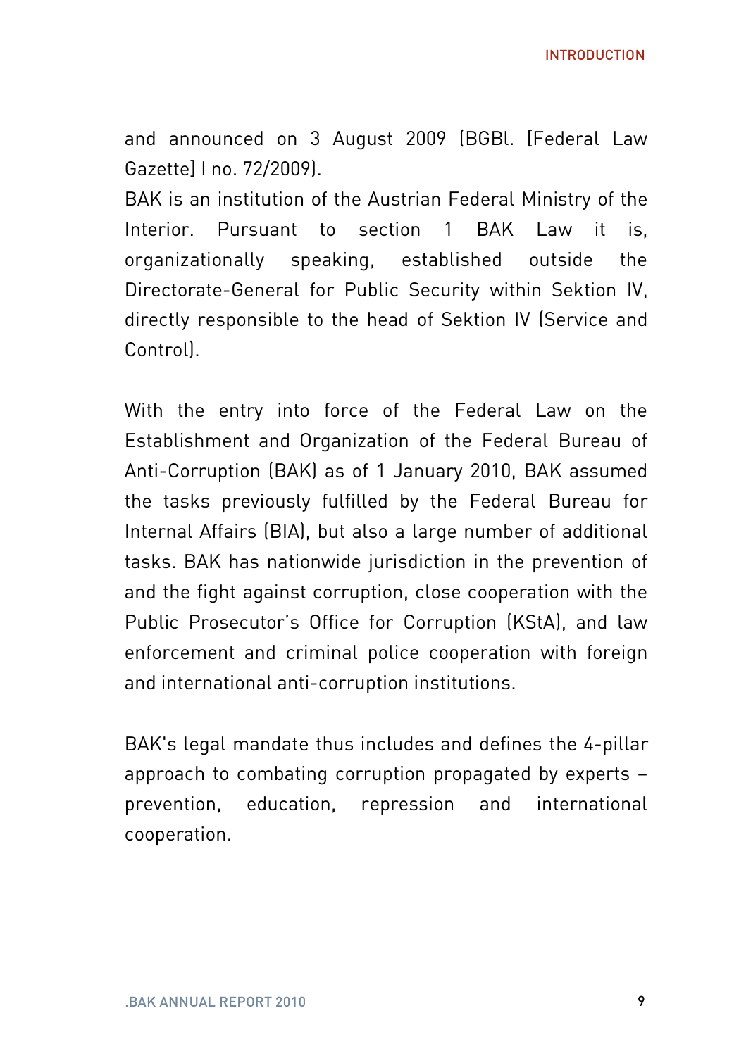and announced on 3 August 2009 (BGBl. [Federal Law Gazette] I no. 72/2009).
BAK is an institution of the Austrian Federal Ministry of the Interior. Pursuant to section 1 BAK Law it is, organizationally speaking, established outside the Directorate-General for Public Security within Sektion IV, directly responsible to the head of Sektion IV (Service and Control).

With the entry into force of the Federal Law on the Establishment and Organization of the Federal Bureau of Anti-Corruption (BAK) as of 1 January 2010, BAK assumed the tasks previously fulfilled by the Federal Bureau for Internal Affairs (BIA), but also a large number of additional tasks. BAK has nationwide jurisdiction in the prevention of and the fight against corruption, close cooperation with the Public Prosecutor's Office for Corruption (KStA), and law enforcement and criminal police cooperation with foreign and international anti-corruption institutions.

BAK's legal mandate thus includes and defines the 4-pillar approach to combating corruption propagated by experts – prevention, education, repression and international cooperation.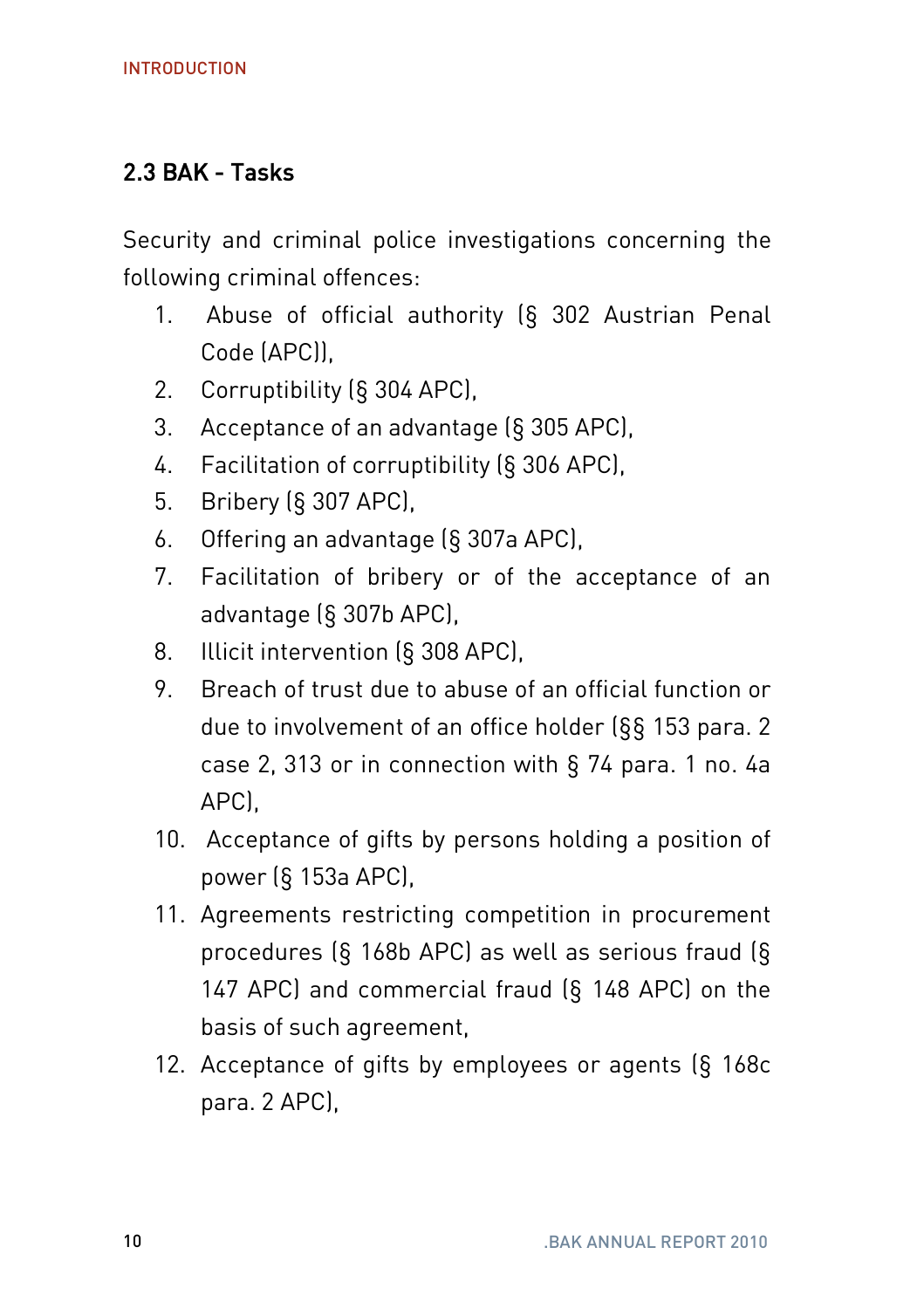## 2.3 BAK - Tasks

Security and criminal police investigations concerning the following criminal offences:

1. Abuse of official authority (§ 302 Austrian Penal Code (APC)),
2. Corruptibility (§ 304 APC),
3. Acceptance of an advantage (§ 305 APC),
4. Facilitation of corruptibility (§ 306 APC),
5. Bribery (§ 307 APC),
6. Offering an advantage (§ 307a APC),
7. Facilitation of bribery or of the acceptance of an advantage (§ 307b APC),
8. Illicit intervention (§ 308 APC),
9. Breach of trust due to abuse of an official function or due to involvement of an office holder (§§ 153 para. 2 case 2, 313 or in connection with § 74 para. 1 no. 4a APC),
10. Acceptance of gifts by persons holding a position of power (§ 153a APC),
11. Agreements restricting competition in procurement procedures (§ 168b APC) as well as serious fraud (§ 147 APC) and commercial fraud (§ 148 APC) on the basis of such agreement,
12. Acceptance of gifts by employees or agents (§ 168c para. 2 APC),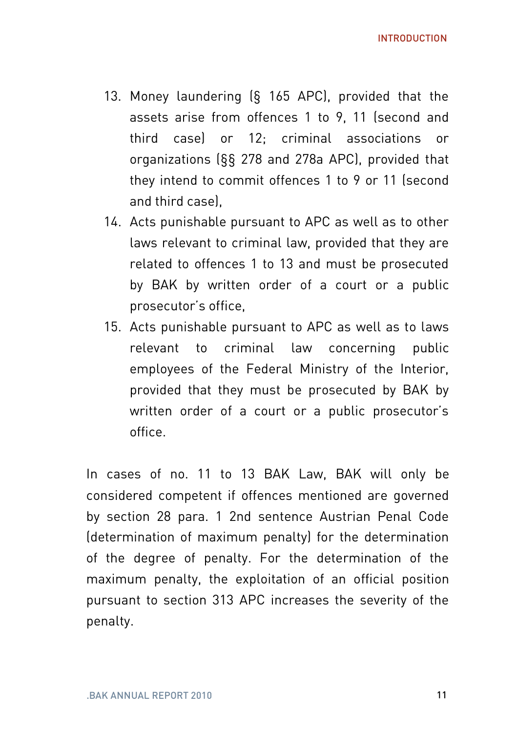13. Money laundering (§ 165 APC), provided that the assets arise from offences 1 to 9, 11 (second and third case) or 12; criminal associations or organizations (§§ 278 and 278a APC), provided that they intend to commit offences 1 to 9 or 11 (second and third case),
14. Acts punishable pursuant to APC as well as to other laws relevant to criminal law, provided that they are related to offences 1 to 13 and must be prosecuted by BAK by written order of a court or a public prosecutor's office,
15. Acts punishable pursuant to APC as well as to laws relevant to criminal law concerning public employees of the Federal Ministry of the Interior, provided that they must be prosecuted by BAK by written order of a court or a public prosecutor's office.

In cases of no. 11 to 13 BAK Law, BAK will only be considered competent if offences mentioned are governed by section 28 para. 1 2nd sentence Austrian Penal Code (determination of maximum penalty) for the determination of the degree of penalty. For the determination of the maximum penalty, the exploitation of an official position pursuant to section 313 APC increases the severity of the penalty.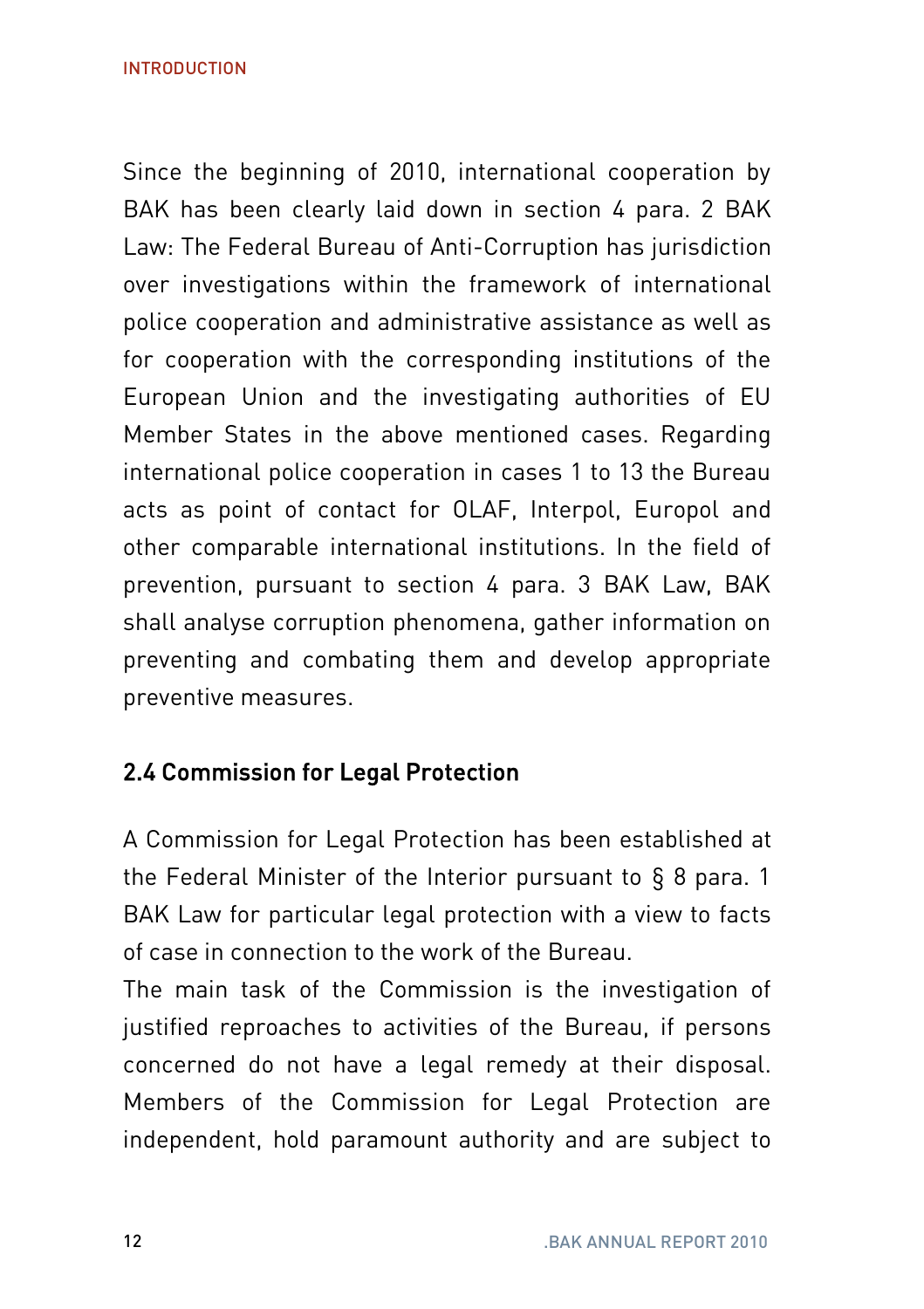Since the beginning of 2010, international cooperation by BAK has been clearly laid down in section 4 para. 2 BAK Law: The Federal Bureau of Anti-Corruption has jurisdiction over investigations within the framework of international police cooperation and administrative assistance as well as for cooperation with the corresponding institutions of the European Union and the investigating authorities of EU Member States in the above mentioned cases. Regarding international police cooperation in cases 1 to 13 the Bureau acts as point of contact for OLAF, Interpol, Europol and other comparable international institutions. In the field of prevention, pursuant to section 4 para. 3 BAK Law, BAK shall analyse corruption phenomena, gather information on preventing and combating them and develop appropriate preventive measures.

### 2.4 Commission for Legal Protection

A Commission for Legal Protection has been established at the Federal Minister of the Interior pursuant to § 8 para. 1 BAK Law for particular legal protection with a view to facts of case in connection to the work of the Bureau.
The main task of the Commission is the investigation of justified reproaches to activities of the Bureau, if persons concerned do not have a legal remedy at their disposal. Members of the Commission for Legal Protection are independent, hold paramount authority and are subject to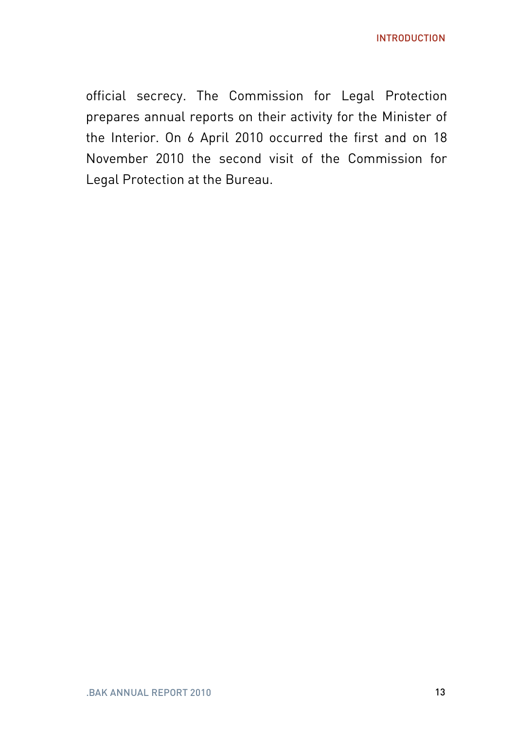official secrecy. The Commission for Legal Protection prepares annual reports on their activity for the Minister of the Interior. On 6 April 2010 occurred the first and on 18 November 2010 the second visit of the Commission for Legal Protection at the Bureau.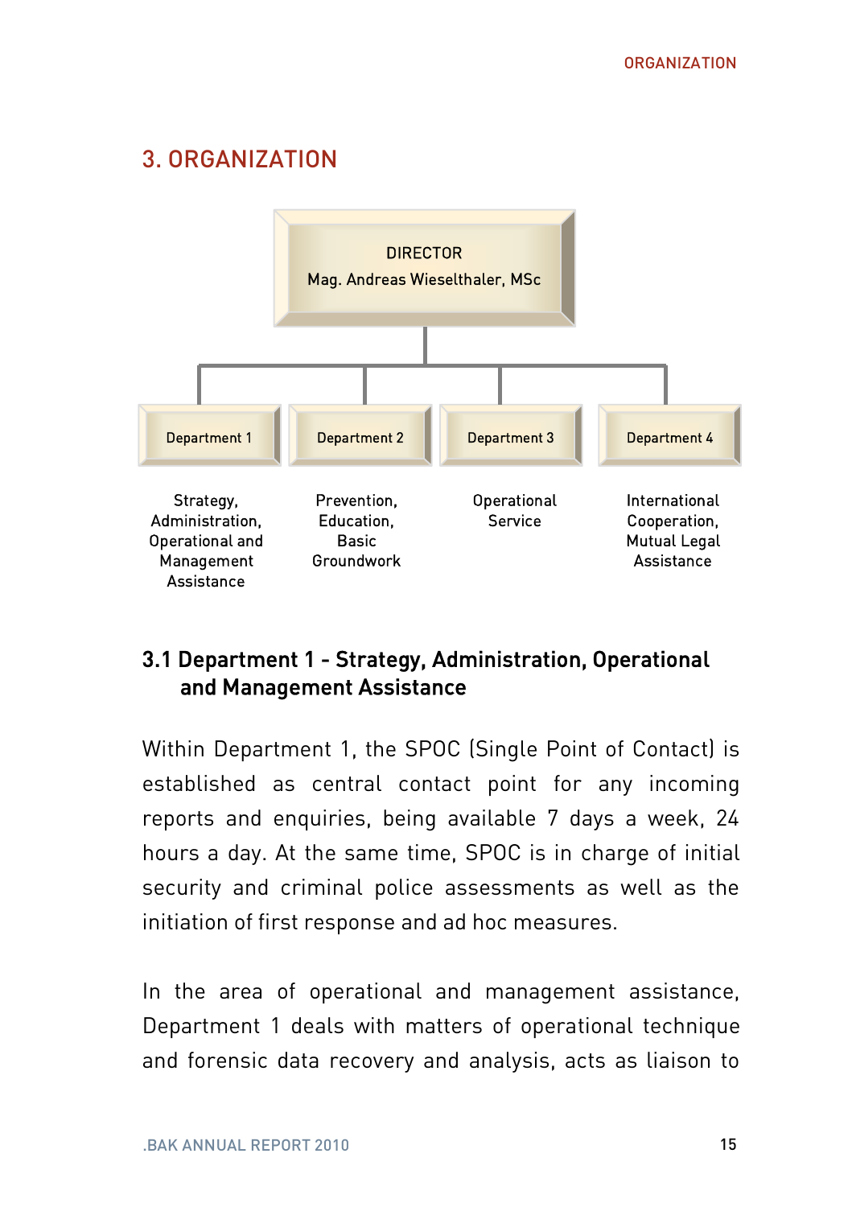# 3. ORGANIZATION

DIRECTOR
Mag. Andreas Wieselthaler, MSc

| Department 1 | Department 2 | Department 3 | Department 4 |
|---|---|---|---|
| Strategy, Administration, Operational and Management Assistance | Prevention, Education, Basic Groundwork | Operational Service | International Cooperation, Mutual Legal Assistance |

## 3.1 Department 1 - Strategy, Administration, Operational and Management Assistance

Within Department 1, the SPOC (Single Point of Contact) is established as central contact point for any incoming reports and enquiries, being available 7 days a week, 24 hours a day. At the same time, SPOC is in charge of initial security and criminal police assessments as well as the initiation of first response and ad hoc measures.

In the area of operational and management assistance, Department 1 deals with matters of operational technique and forensic data recovery and analysis, acts as liaison to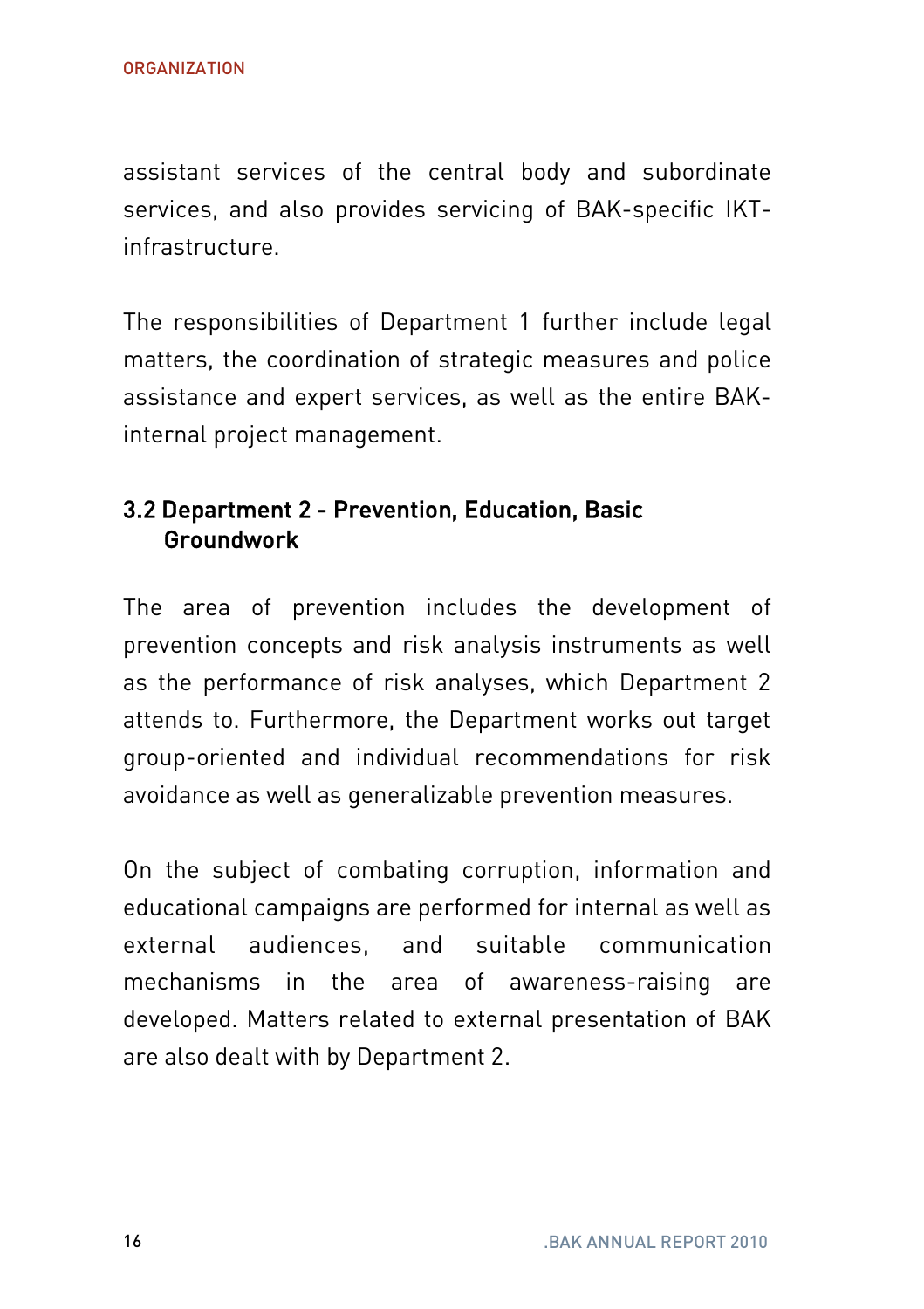assistant services of the central body and subordinate services, and also provides servicing of BAK-specific IKT-infrastructure.

The responsibilities of Department 1 further include legal matters, the coordination of strategic measures and police assistance and expert services, as well as the entire BAK-internal project management.

## 3.2 Department 2 - Prevention, Education, Basic Groundwork

The area of prevention includes the development of prevention concepts and risk analysis instruments as well as the performance of risk analyses, which Department 2 attends to. Furthermore, the Department works out target group-oriented and individual recommendations for risk avoidance as well as generalizable prevention measures.

On the subject of combating corruption, information and educational campaigns are performed for internal as well as external audiences, and suitable communication mechanisms in the area of awareness-raising are developed. Matters related to external presentation of BAK are also dealt with by Department 2.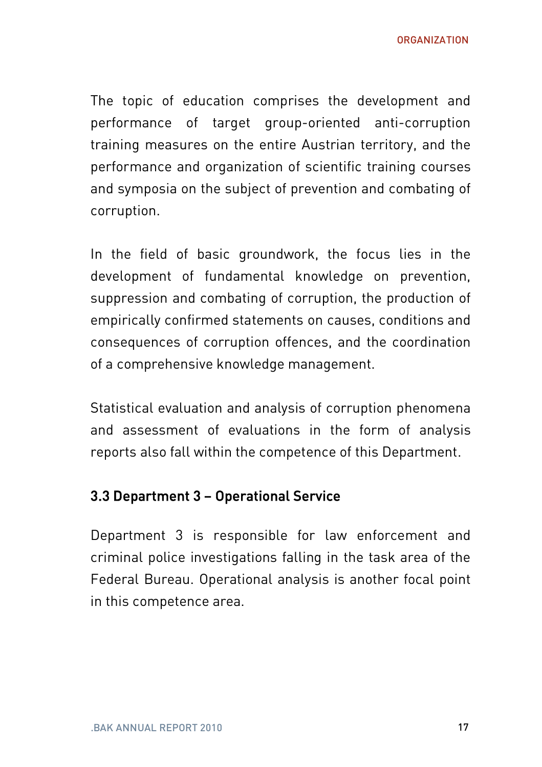The topic of education comprises the development and performance of target group-oriented anti-corruption training measures on the entire Austrian territory, and the performance and organization of scientific training courses and symposia on the subject of prevention and combating of corruption.

In the field of basic groundwork, the focus lies in the development of fundamental knowledge on prevention, suppression and combating of corruption, the production of empirically confirmed statements on causes, conditions and consequences of corruption offences, and the coordination of a comprehensive knowledge management.

Statistical evaluation and analysis of corruption phenomena and assessment of evaluations in the form of analysis reports also fall within the competence of this Department.

### 3.3 Department 3 – Operational Service

Department 3 is responsible for law enforcement and criminal police investigations falling in the task area of the Federal Bureau. Operational analysis is another focal point in this competence area.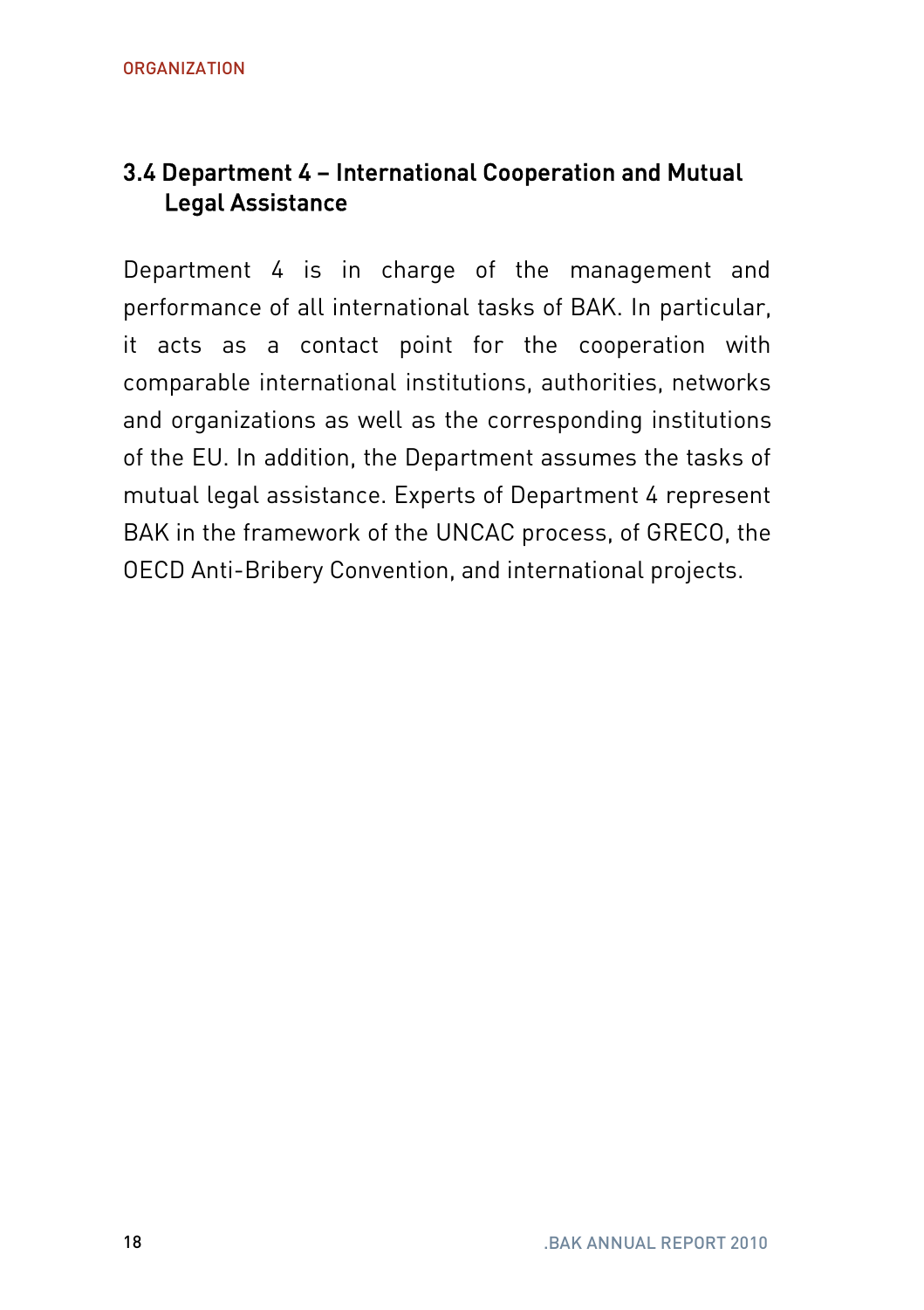## 3.4 Department 4 – International Cooperation and Mutual Legal Assistance

Department 4 is in charge of the management and performance of all international tasks of BAK. In particular, it acts as a contact point for the cooperation with comparable international institutions, authorities, networks and organizations as well as the corresponding institutions of the EU. In addition, the Department assumes the tasks of mutual legal assistance. Experts of Department 4 represent BAK in the framework of the UNCAC process, of GRECO, the OECD Anti-Bribery Convention, and international projects.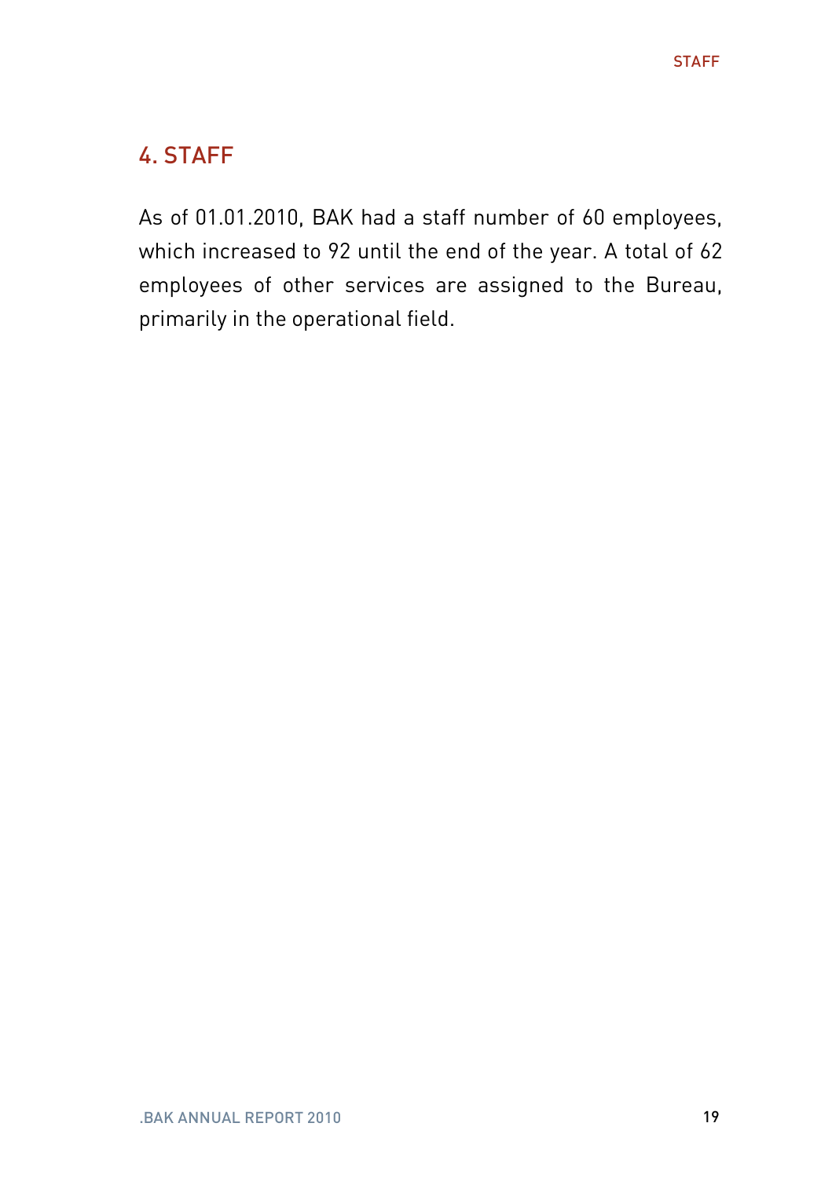## 4. STAFF

As of 01.01.2010, BAK had a staff number of 60 employees, which increased to 92 until the end of the year. A total of 62 employees of other services are assigned to the Bureau, primarily in the operational field.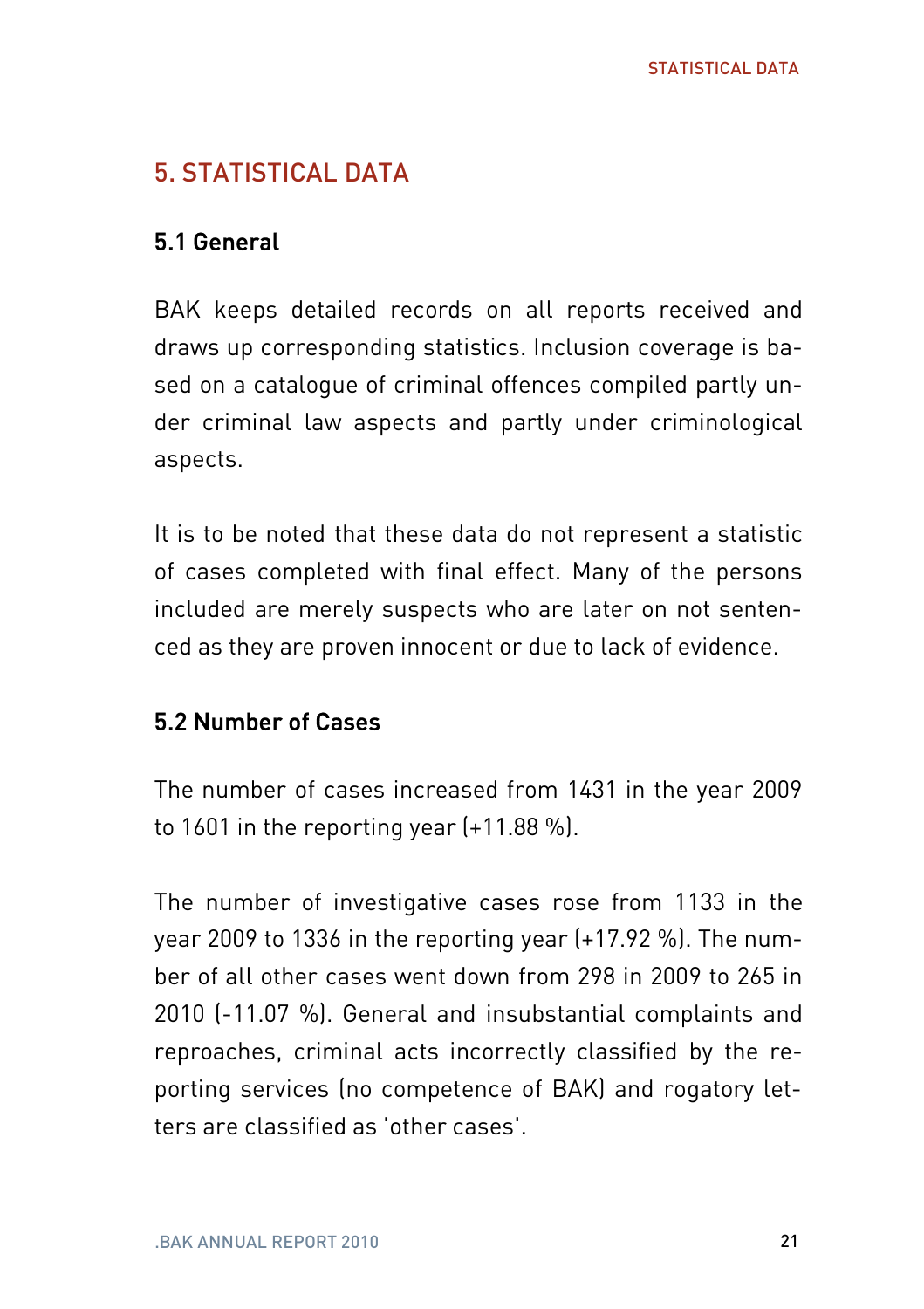# 5. STATISTICAL DATA

## 5.1 General

BAK keeps detailed records on all reports received and draws up corresponding statistics. Inclusion coverage is based on a catalogue of criminal offences compiled partly under criminal law aspects and partly under criminological aspects.

It is to be noted that these data do not represent a statistic of cases completed with final effect. Many of the persons included are merely suspects who are later on not sentenced as they are proven innocent or due to lack of evidence.

## 5.2 Number of Cases

The number of cases increased from 1431 in the year 2009 to 1601 in the reporting year (+11.88 %).

The number of investigative cases rose from 1133 in the year 2009 to 1336 in the reporting year (+17.92 %). The number of all other cases went down from 298 in 2009 to 265 in 2010 (-11.07 %). General and insubstantial complaints and reproaches, criminal acts incorrectly classified by the reporting services (no competence of BAK) and rogatory letters are classified as 'other cases'.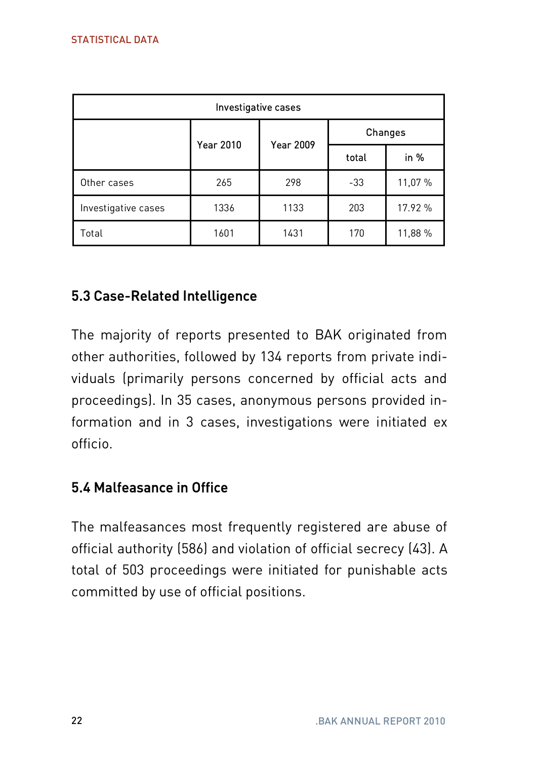| Investigative cases | | | | |
|---|---|---|---|---|
| | Year 2010 | Year 2009 | Changes | |
| | | | total | in % |
| Other cases | 265 | 298 | -33 | 11,07 % |
| Investigative cases | 1336 | 1133 | 203 | 17.92 % |
| Total | 1601 | 1431 | 170 | 11,88 % |

## 5.3 Case-Related Intelligence

The majority of reports presented to BAK originated from other authorities, followed by 134 reports from private individuals (primarily persons concerned by official acts and proceedings). In 35 cases, anonymous persons provided information and in 3 cases, investigations were initiated ex officio.

## 5.4 Malfeasance in Office

The malfeasances most frequently registered are abuse of official authority (586) and violation of official secrecy (43). A total of 503 proceedings were initiated for punishable acts committed by use of official positions.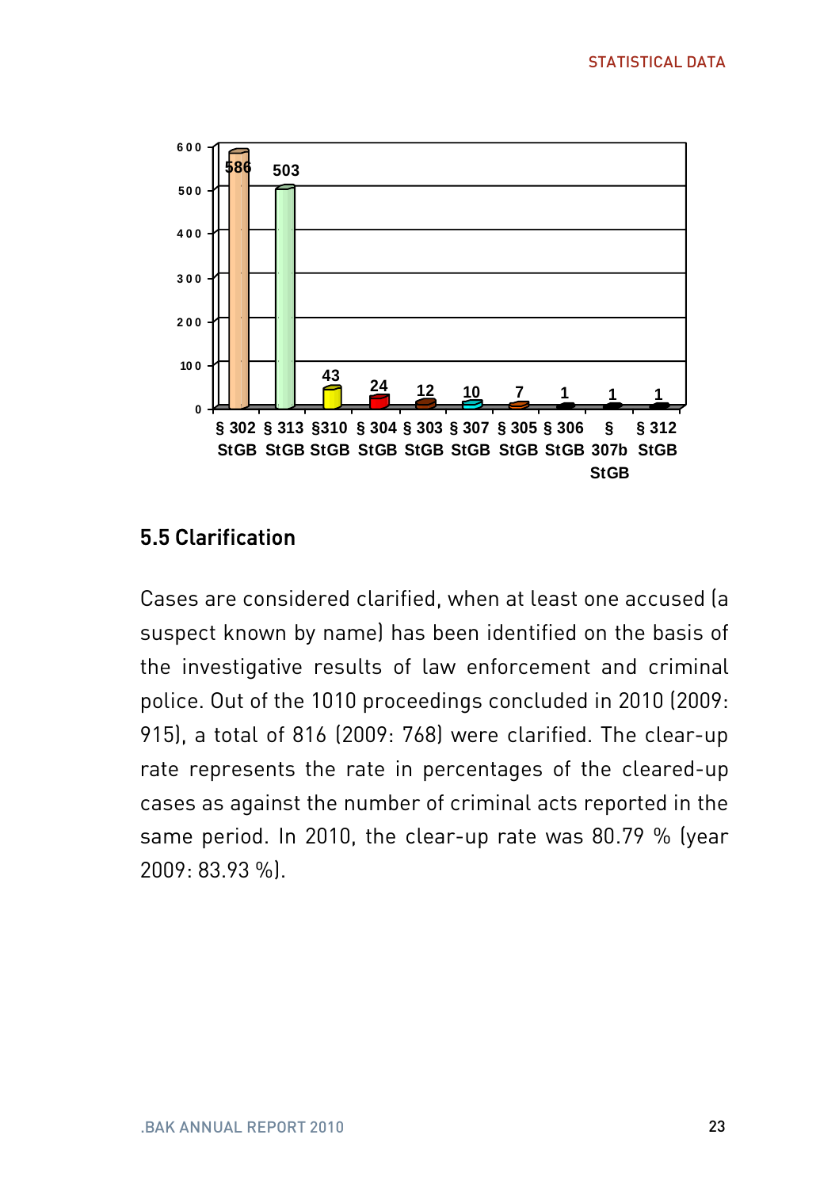| Provision | Cases |
|---|---|
| § 302 StGB | 586 |
| § 313 StGB | 503 |
| §310 StGB | 43 |
| § 304 StGB | 24 |
| § 303 StGB | 12 |
| § 307 StGB | 10 |
| § 305 StGB | 7 |
| § 306 StGB | 1 |
| § 307b StGB | 1 |
| § 312 StGB | 1 |

## 5.5 Clarification

Cases are considered clarified, when at least one accused (a suspect known by name) has been identified on the basis of the investigative results of law enforcement and criminal police. Out of the 1010 proceedings concluded in 2010 (2009: 915), a total of 816 (2009: 768) were clarified. The clear-up rate represents the rate in percentages of the cleared-up cases as against the number of criminal acts reported in the same period. In 2010, the clear-up rate was 80.79 % (year 2009: 83.93 %).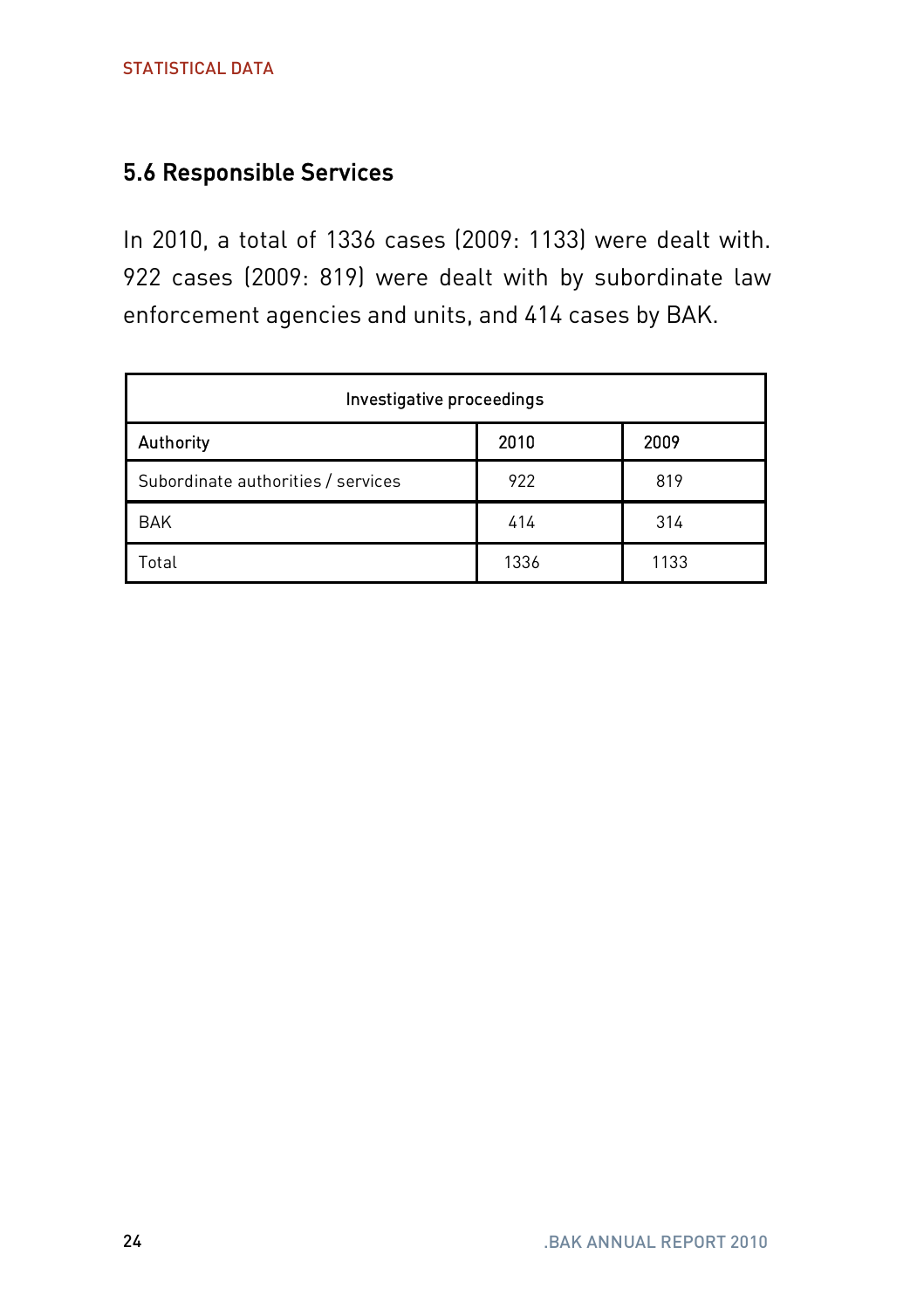## 5.6 Responsible Services

In 2010, a total of 1336 cases (2009: 1133) were dealt with. 922 cases (2009: 819) were dealt with by subordinate law enforcement agencies and units, and 414 cases by BAK.

| Investigative proceedings | | |
|---|---|---|
| Authority | 2010 | 2009 |
| Subordinate authorities / services | 922 | 819 |
| BAK | 414 | 314 |
| Total | 1336 | 1133 |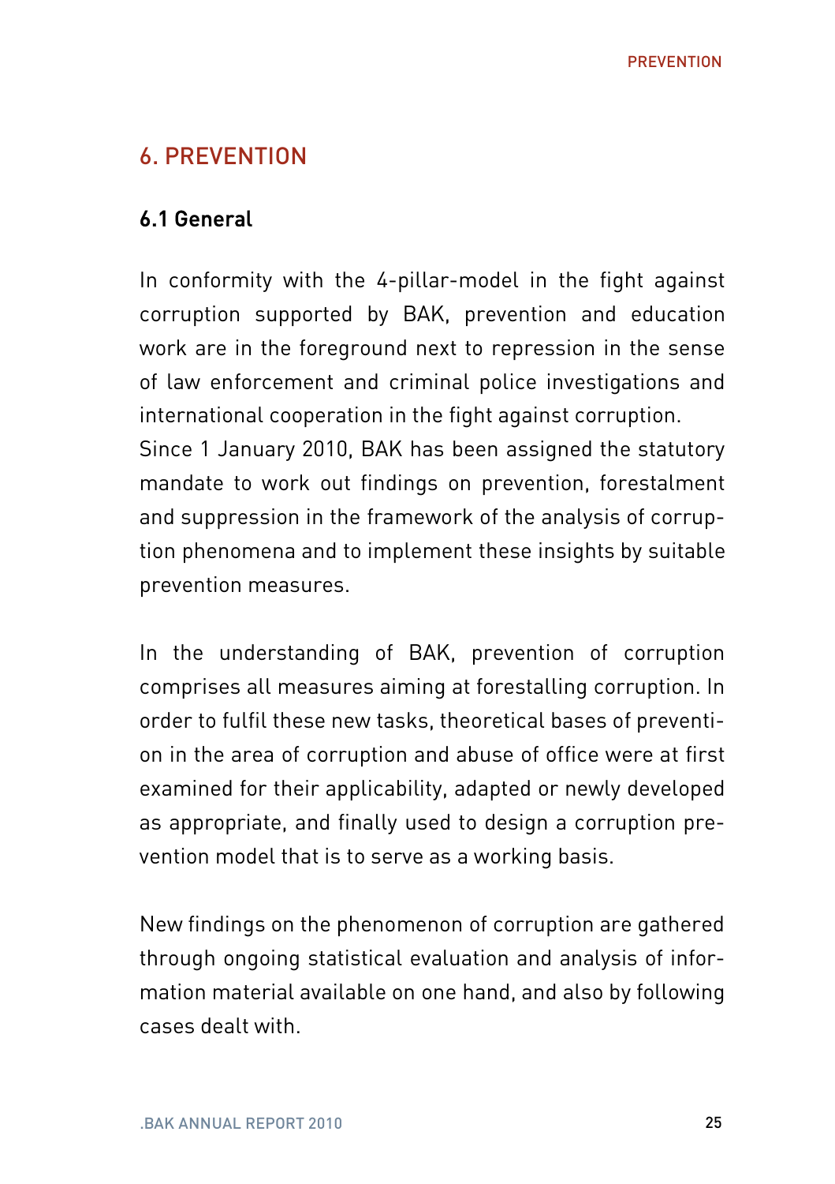## 6. PREVENTION

### 6.1 General

In conformity with the 4-pillar-model in the fight against corruption supported by BAK, prevention and education work are in the foreground next to repression in the sense of law enforcement and criminal police investigations and international cooperation in the fight against corruption.
Since 1 January 2010, BAK has been assigned the statutory mandate to work out findings on prevention, forestalment and suppression in the framework of the analysis of corruption phenomena and to implement these insights by suitable prevention measures.

In the understanding of BAK, prevention of corruption comprises all measures aiming at forestalling corruption. In order to fulfil these new tasks, theoretical bases of prevention in the area of corruption and abuse of office were at first examined for their applicability, adapted or newly developed as appropriate, and finally used to design a corruption prevention model that is to serve as a working basis.

New findings on the phenomenon of corruption are gathered through ongoing statistical evaluation and analysis of information material available on one hand, and also by following cases dealt with.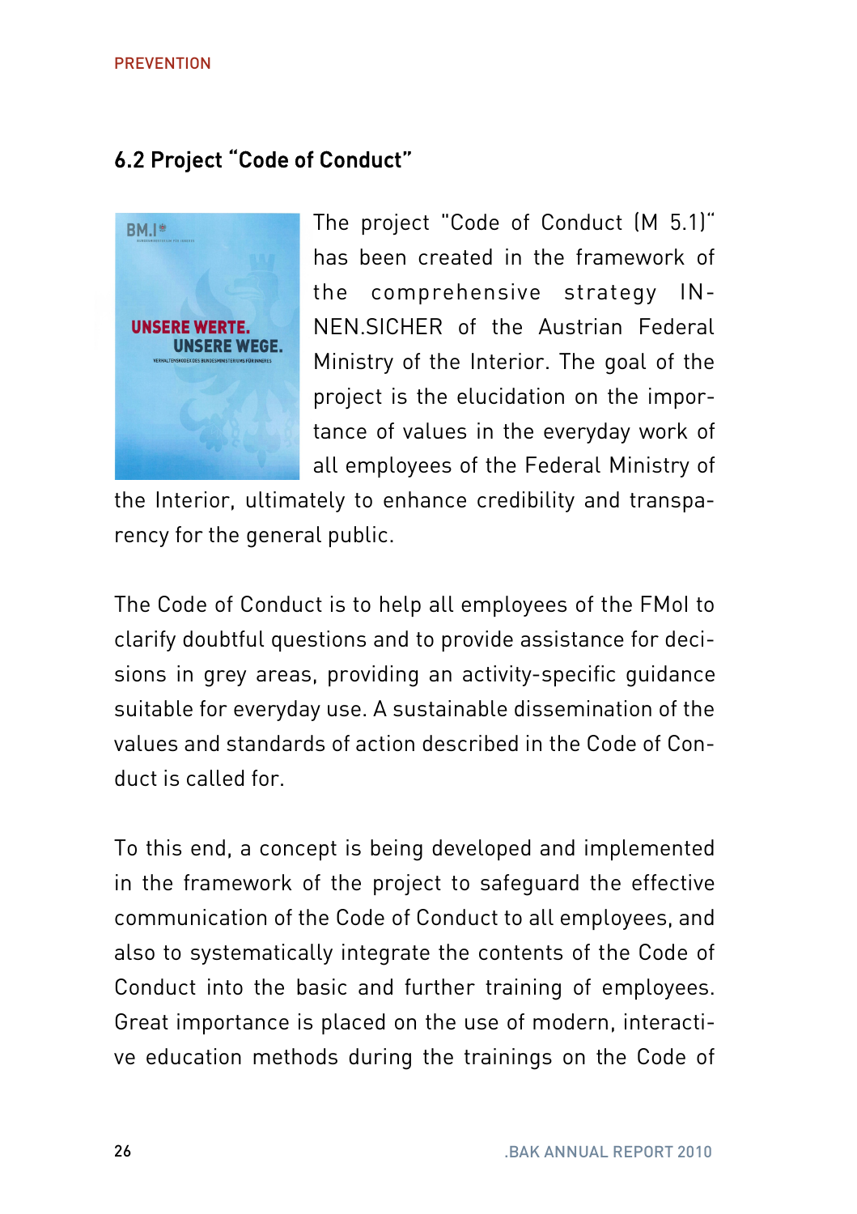## 6.2 Project "Code of Conduct"

The project "Code of Conduct (M 5.1)" has been created in the framework of the comprehensive strategy INNEN.SICHER of the Austrian Federal Ministry of the Interior. The goal of the project is the elucidation on the importance of values in the everyday work of all employees of the Federal Ministry of the Interior, ultimately to enhance credibility and transparency for the general public.

The Code of Conduct is to help all employees of the FMoI to clarify doubtful questions and to provide assistance for decisions in grey areas, providing an activity-specific guidance suitable for everyday use. A sustainable dissemination of the values and standards of action described in the Code of Conduct is called for.

To this end, a concept is being developed and implemented in the framework of the project to safeguard the effective communication of the Code of Conduct to all employees, and also to systematically integrate the contents of the Code of Conduct into the basic and further training of employees. Great importance is placed on the use of modern, interactive education methods during the trainings on the Code of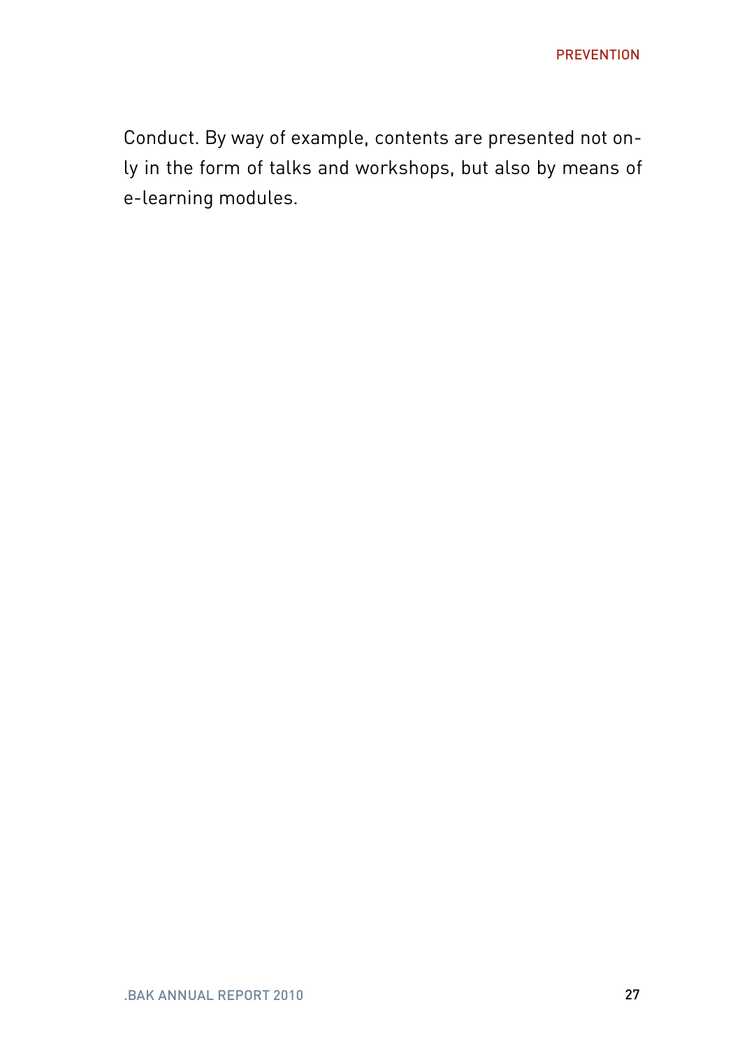Conduct. By way of example, contents are presented not only in the form of talks and workshops, but also by means of e-learning modules.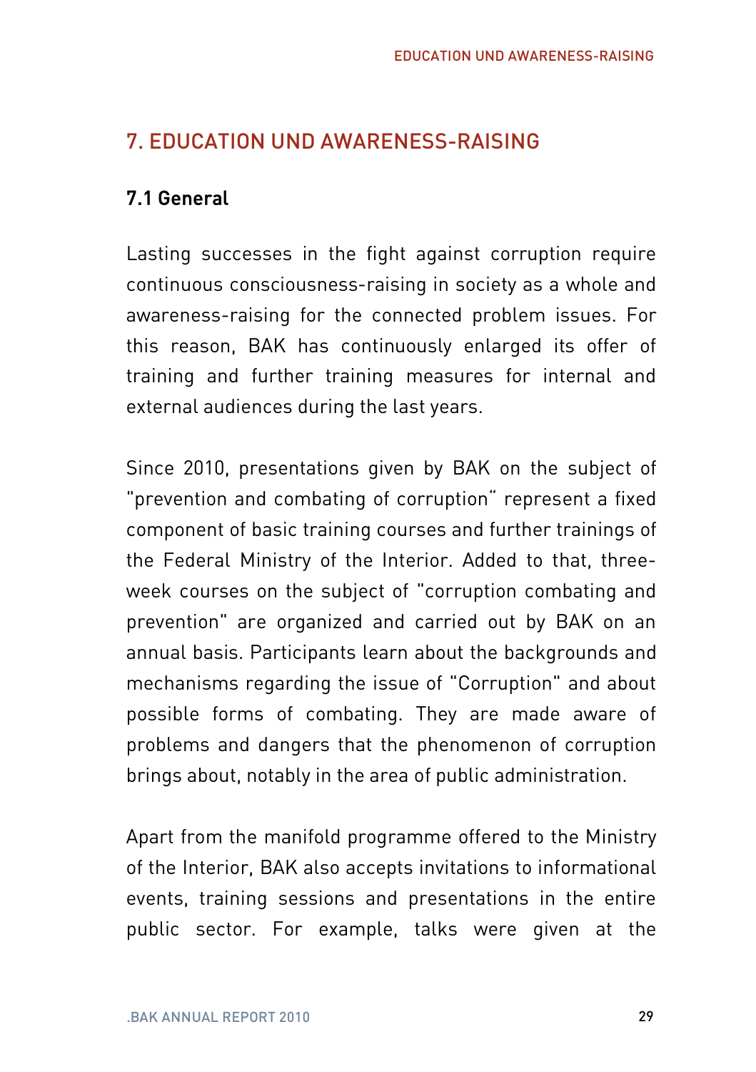## 7. EDUCATION UND AWARENESS-RAISING

### 7.1 General

Lasting successes in the fight against corruption require continuous consciousness-raising in society as a whole and awareness-raising for the connected problem issues. For this reason, BAK has continuously enlarged its offer of training and further training measures for internal and external audiences during the last years.

Since 2010, presentations given by BAK on the subject of "prevention and combating of corruption“ represent a fixed component of basic training courses and further trainings of the Federal Ministry of the Interior. Added to that, three-week courses on the subject of "corruption combating and prevention" are organized and carried out by BAK on an annual basis. Participants learn about the backgrounds and mechanisms regarding the issue of "Corruption" and about possible forms of combating. They are made aware of problems and dangers that the phenomenon of corruption brings about, notably in the area of public administration.

Apart from the manifold programme offered to the Ministry of the Interior, BAK also accepts invitations to informational events, training sessions and presentations in the entire public sector. For example, talks were given at the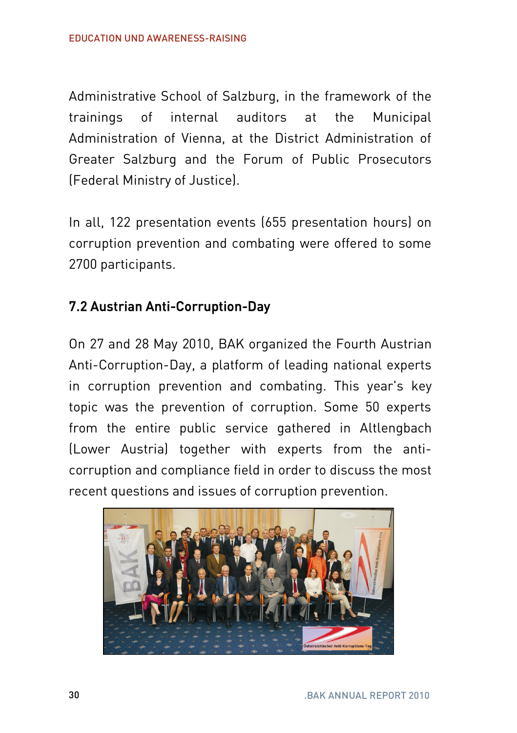Administrative School of Salzburg, in the framework of the trainings of internal auditors at the Municipal Administration of Vienna, at the District Administration of Greater Salzburg and the Forum of Public Prosecutors (Federal Ministry of Justice).

In all, 122 presentation events (655 presentation hours) on corruption prevention and combating were offered to some 2700 participants.

## 7.2 Austrian Anti-Corruption-Day

On 27 and 28 May 2010, BAK organized the Fourth Austrian Anti-Corruption-Day, a platform of leading national experts in corruption prevention and combating. This year's key topic was the prevention of corruption. Some 50 experts from the entire public service gathered in Altlengbach (Lower Austria) together with experts from the anti-corruption and compliance field in order to discuss the most recent questions and issues of corruption prevention.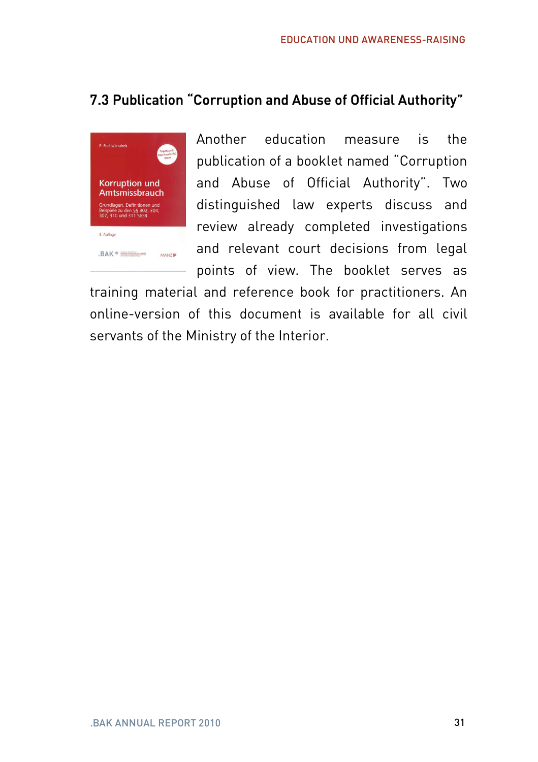## 7.3 Publication "Corruption and Abuse of Official Authority"

Another education measure is the publication of a booklet named "Corruption and Abuse of Official Authority". Two distinguished law experts discuss and review already completed investigations and relevant court decisions from legal points of view. The booklet serves as training material and reference book for practitioners. An online-version of this document is available for all civil servants of the Ministry of the Interior.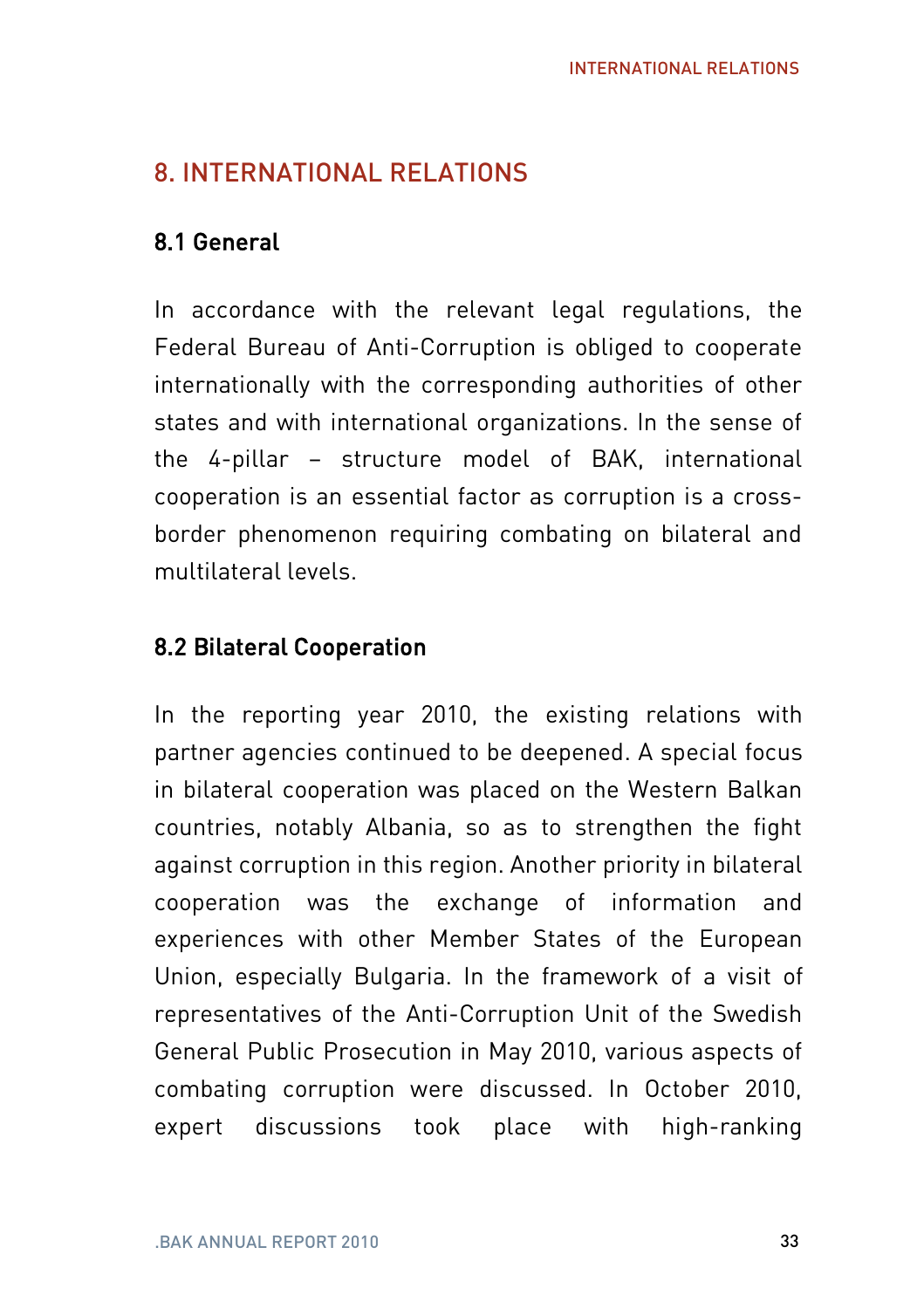# 8. INTERNATIONAL RELATIONS

## 8.1 General

In accordance with the relevant legal regulations, the Federal Bureau of Anti-Corruption is obliged to cooperate internationally with the corresponding authorities of other states and with international organizations. In the sense of the 4-pillar – structure model of BAK, international cooperation is an essential factor as corruption is a cross-border phenomenon requiring combating on bilateral and multilateral levels.

## 8.2 Bilateral Cooperation

In the reporting year 2010, the existing relations with partner agencies continued to be deepened. A special focus in bilateral cooperation was placed on the Western Balkan countries, notably Albania, so as to strengthen the fight against corruption in this region. Another priority in bilateral cooperation was the exchange of information and experiences with other Member States of the European Union, especially Bulgaria. In the framework of a visit of representatives of the Anti-Corruption Unit of the Swedish General Public Prosecution in May 2010, various aspects of combating corruption were discussed. In October 2010, expert discussions took place with high-ranking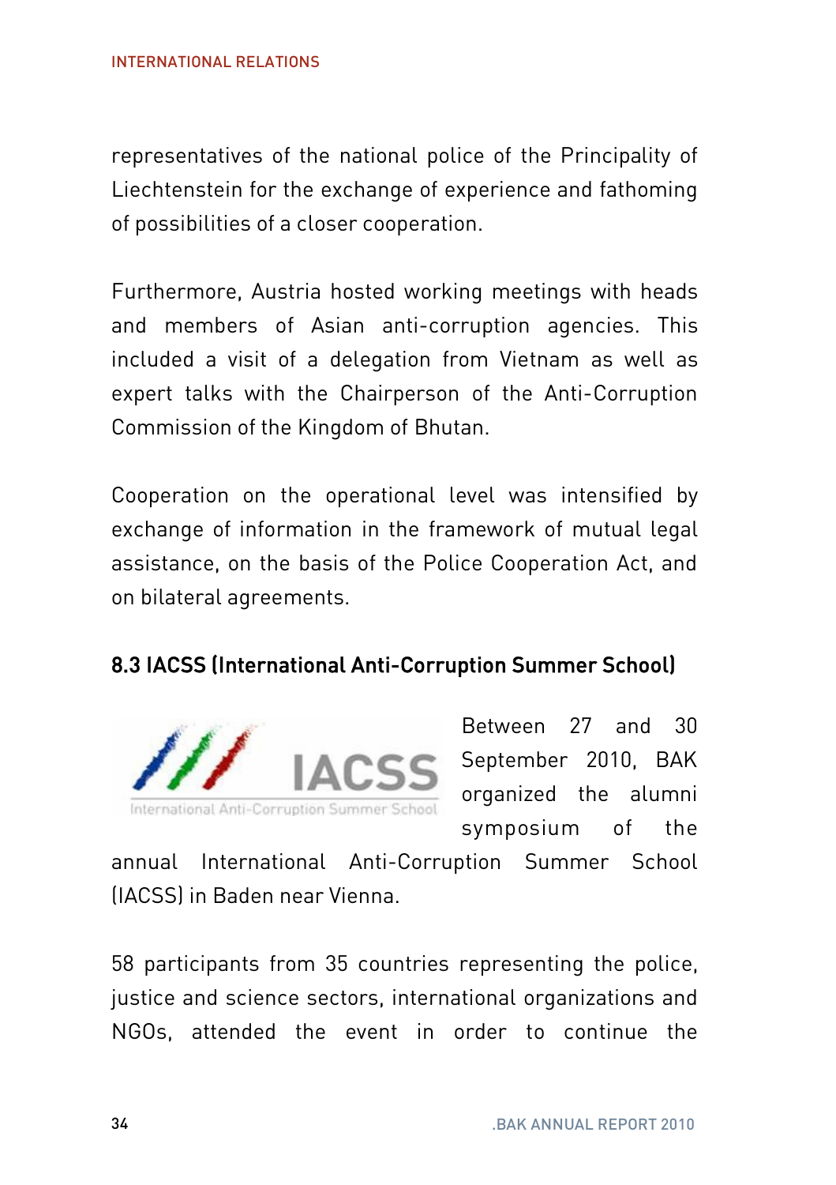representatives of the national police of the Principality of Liechtenstein for the exchange of experience and fathoming of possibilities of a closer cooperation.

Furthermore, Austria hosted working meetings with heads and members of Asian anti-corruption agencies. This included a visit of a delegation from Vietnam as well as expert talks with the Chairperson of the Anti-Corruption Commission of the Kingdom of Bhutan.

Cooperation on the operational level was intensified by exchange of information in the framework of mutual legal assistance, on the basis of the Police Cooperation Act, and on bilateral agreements.

### 8.3 IACSS (International Anti-Corruption Summer School)

IACSS
International Anti-Corruption Summer School

Between 27 and 30 September 2010, BAK organized the alumni symposium of the annual International Anti-Corruption Summer School (IACSS) in Baden near Vienna.

58 participants from 35 countries representing the police, justice and science sectors, international organizations and NGOs, attended the event in order to continue the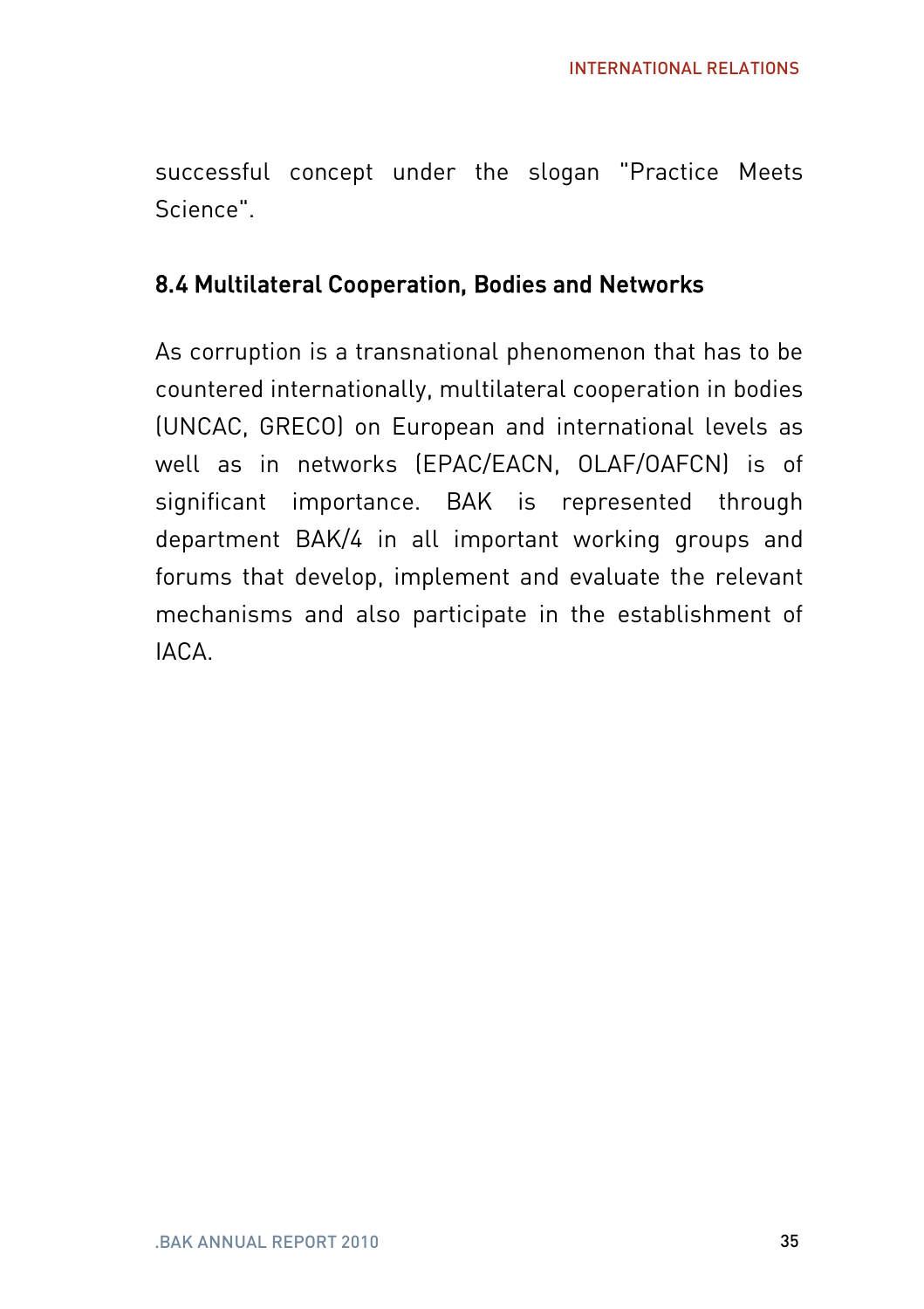successful concept under the slogan "Practice Meets Science".

## 8.4 Multilateral Cooperation, Bodies and Networks

As corruption is a transnational phenomenon that has to be countered internationally, multilateral cooperation in bodies (UNCAC, GRECO) on European and international levels as well as in networks (EPAC/EACN, OLAF/OAFCN) is of significant importance. BAK is represented through department BAK/4 in all important working groups and forums that develop, implement and evaluate the relevant mechanisms and also participate in the establishment of IACA.